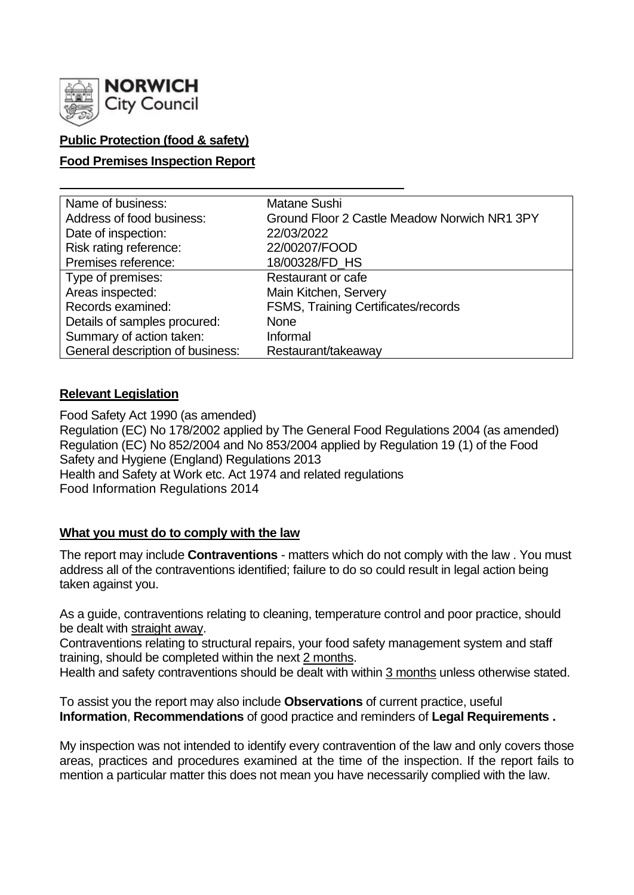**NORWICH City Council**

**Public Protection (food & safety)**

**Food Premises Inspection Report**

| | |
|---|---|
| Name of business: | Matane Sushi |
| Address of food business: | Ground Floor 2 Castle Meadow Norwich NR1 3PY |
| Date of inspection: | 22/03/2022 |
| Risk rating reference: | 22/00207/FOOD |
| Premises reference: | 18/00328/FD_HS |
| Type of premises: | Restaurant or cafe |
| Areas inspected: | Main Kitchen, Servery |
| Records examined: | FSMS, Training Certificates/records |
| Details of samples procured: | None |
| Summary of action taken: | Informal |
| General description of business: | Restaurant/takeaway |

## Relevant Legislation

Food Safety Act 1990 (as amended)
Regulation (EC) No 178/2002 applied by The General Food Regulations 2004 (as amended)
Regulation (EC) No 852/2004 and No 853/2004 applied by Regulation 19 (1) of the Food Safety and Hygiene (England) Regulations 2013
Health and Safety at Work etc. Act 1974 and related regulations
Food Information Regulations 2014

## What you must do to comply with the law

The report may include **Contraventions** - matters which do not comply with the law . You must address all of the contraventions identified; failure to do so could result in legal action being taken against you.

As a guide, contraventions relating to cleaning, temperature control and poor practice, should be dealt with straight away.
Contraventions relating to structural repairs, your food safety management system and staff training, should be completed within the next 2 months.
Health and safety contraventions should be dealt with within 3 months unless otherwise stated.

To assist you the report may also include **Observations** of current practice, useful **Information**, **Recommendations** of good practice and reminders of **Legal Requirements .**

My inspection was not intended to identify every contravention of the law and only covers those areas, practices and procedures examined at the time of the inspection. If the report fails to mention a particular matter this does not mean you have necessarily complied with the law.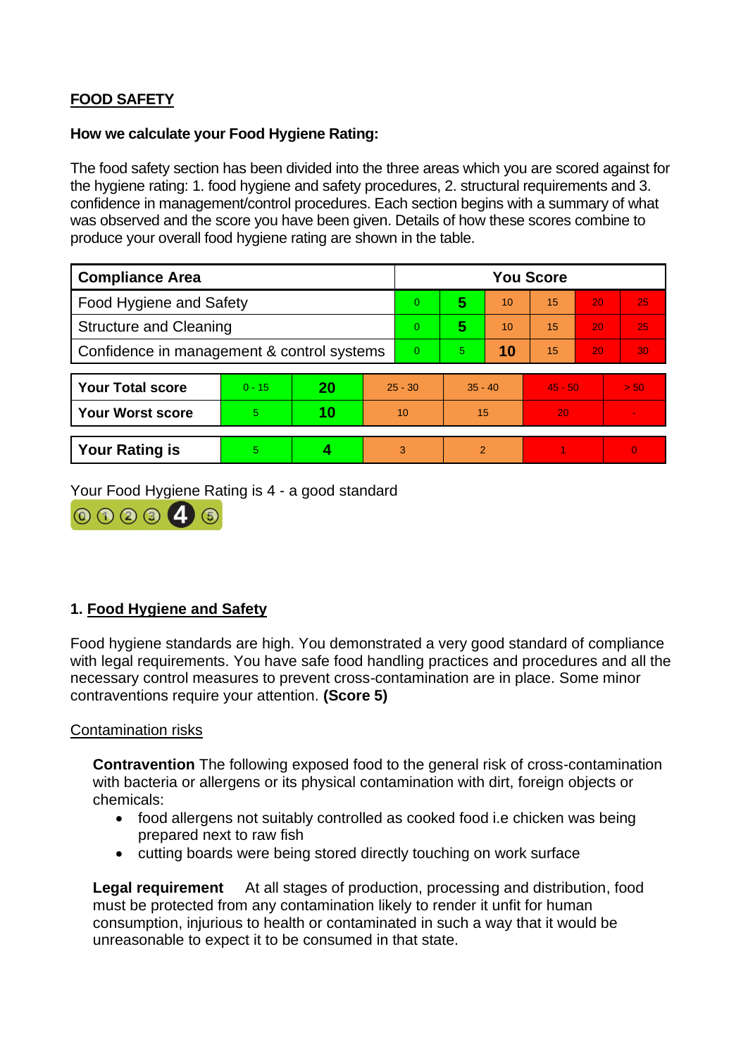## FOOD SAFETY

**How we calculate your Food Hygiene Rating:**

The food safety section has been divided into the three areas which you are scored against for the hygiene rating: 1. food hygiene and safety procedures, 2. structural requirements and 3. confidence in management/control procedures. Each section begins with a summary of what was observed and the score you have been given. Details of how these scores combine to produce your overall food hygiene rating are shown in the table.

| Compliance Area | You Score | | | | | |
|---|---|---|---|---|---|---|
| Food Hygiene and Safety | 0 | **5** | 10 | 15 | 20 | 25 |
| Structure and Cleaning | 0 | **5** | 10 | 15 | 20 | 25 |
| Confidence in management & control systems | 0 | 5 | **10** | 15 | 20 | 30 |

| | | | | | | |
|---|---|---|---|---|---|---|
| **Your Total score** | 0 - 15 | **20** | 25 - 30 | 35 - 40 | 45 - 50 | > 50 |
| **Your Worst score** | 5 | **10** | 10 | 15 | 20 | - |
| **Your Rating is** | 5 | **4** | 3 | 2 | 1 | 0 |

Your Food Hygiene Rating is 4 - a good standard

### 1. Food Hygiene and Safety

Food hygiene standards are high. You demonstrated a very good standard of compliance with legal requirements. You have safe food handling practices and procedures and all the necessary control measures to prevent cross-contamination are in place. Some minor contraventions require your attention. **(Score 5)**

Contamination risks

**Contravention** The following exposed food to the general risk of cross-contamination with bacteria or allergens or its physical contamination with dirt, foreign objects or chemicals:

- food allergens not suitably controlled as cooked food i.e chicken was being prepared next to raw fish
- cutting boards were being stored directly touching on work surface

**Legal requirement** At all stages of production, processing and distribution, food must be protected from any contamination likely to render it unfit for human consumption, injurious to health or contaminated in such a way that it would be unreasonable to expect it to be consumed in that state.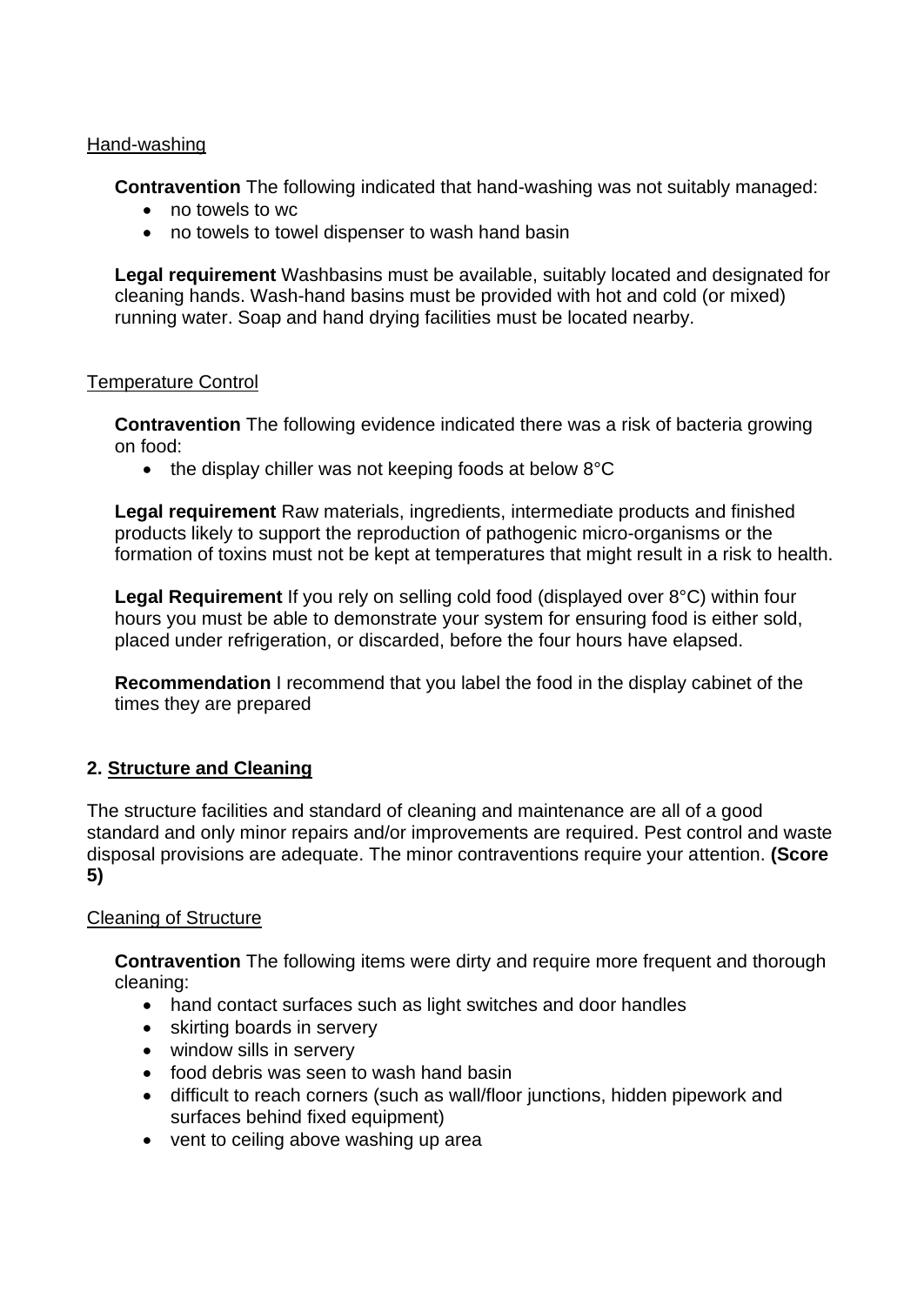Hand-washing

**Contravention** The following indicated that hand-washing was not suitably managed:

- no towels to wc
- no towels to towel dispenser to wash hand basin

**Legal requirement** Washbasins must be available, suitably located and designated for cleaning hands. Wash-hand basins must be provided with hot and cold (or mixed) running water. Soap and hand drying facilities must be located nearby.

Temperature Control

**Contravention** The following evidence indicated there was a risk of bacteria growing on food:

- the display chiller was not keeping foods at below 8°C

**Legal requirement** Raw materials, ingredients, intermediate products and finished products likely to support the reproduction of pathogenic micro-organisms or the formation of toxins must not be kept at temperatures that might result in a risk to health.

**Legal Requirement** If you rely on selling cold food (displayed over 8°C) within four hours you must be able to demonstrate your system for ensuring food is either sold, placed under refrigeration, or discarded, before the four hours have elapsed.

**Recommendation** I recommend that you label the food in the display cabinet of the times they are prepared

## 2. Structure and Cleaning

The structure facilities and standard of cleaning and maintenance are all of a good standard and only minor repairs and/or improvements are required. Pest control and waste disposal provisions are adequate. The minor contraventions require your attention. **(Score 5)**

Cleaning of Structure

**Contravention** The following items were dirty and require more frequent and thorough cleaning:

- hand contact surfaces such as light switches and door handles
- skirting boards in servery
- window sills in servery
- food debris was seen to wash hand basin
- difficult to reach corners (such as wall/floor junctions, hidden pipework and surfaces behind fixed equipment)
- vent to ceiling above washing up area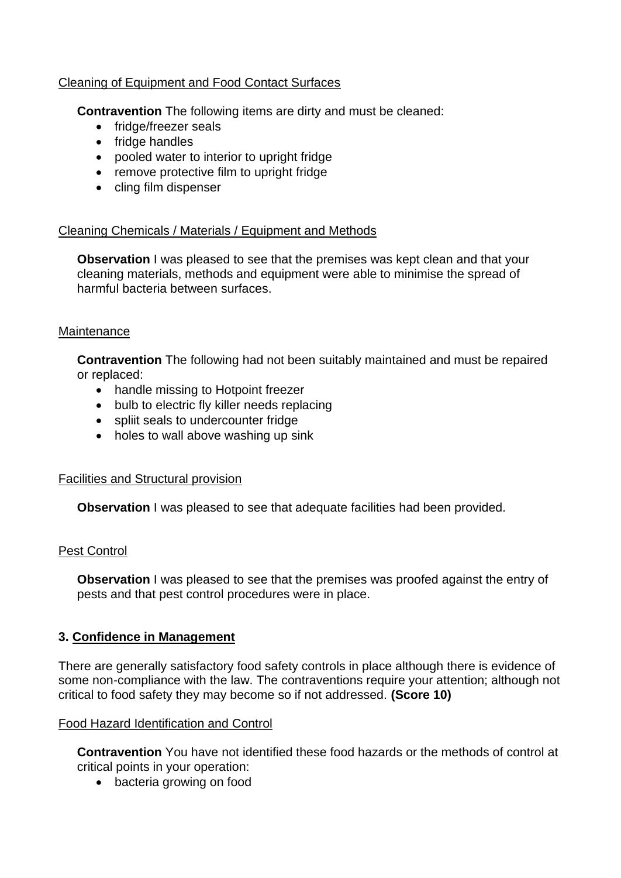Cleaning of Equipment and Food Contact Surfaces

**Contravention** The following items are dirty and must be cleaned:

- fridge/freezer seals
- fridge handles
- pooled water to interior to upright fridge
- remove protective film to upright fridge
- cling film dispenser

Cleaning Chemicals / Materials / Equipment and Methods

**Observation** I was pleased to see that the premises was kept clean and that your cleaning materials, methods and equipment were able to minimise the spread of harmful bacteria between surfaces.

Maintenance

**Contravention** The following had not been suitably maintained and must be repaired or replaced:

- handle missing to Hotpoint freezer
- bulb to electric fly killer needs replacing
- spliit seals to undercounter fridge
- holes to wall above washing up sink

Facilities and Structural provision

**Observation** I was pleased to see that adequate facilities had been provided.

Pest Control

**Observation** I was pleased to see that the premises was proofed against the entry of pests and that pest control procedures were in place.

## 3. Confidence in Management

There are generally satisfactory food safety controls in place although there is evidence of some non-compliance with the law. The contraventions require your attention; although not critical to food safety they may become so if not addressed. **(Score 10)**

Food Hazard Identification and Control

**Contravention** You have not identified these food hazards or the methods of control at critical points in your operation:

- bacteria growing on food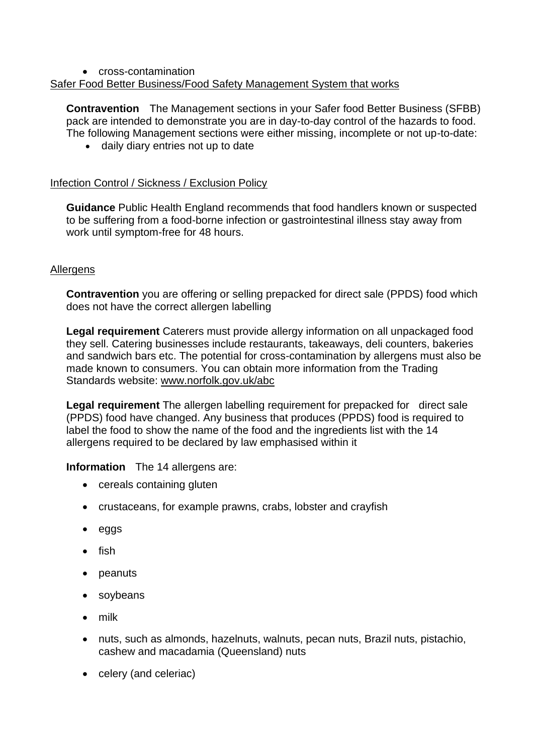- cross-contamination

Safer Food Better Business/Food Safety Management System that works

**Contravention** The Management sections in your Safer food Better Business (SFBB) pack are intended to demonstrate you are in day-to-day control of the hazards to food. The following Management sections were either missing, incomplete or not up-to-date:

- daily diary entries not up to date

Infection Control / Sickness / Exclusion Policy

**Guidance** Public Health England recommends that food handlers known or suspected to be suffering from a food-borne infection or gastrointestinal illness stay away from work until symptom-free for 48 hours.

Allergens

**Contravention** you are offering or selling prepacked for direct sale (PPDS) food which does not have the correct allergen labelling

**Legal requirement** Caterers must provide allergy information on all unpackaged food they sell. Catering businesses include restaurants, takeaways, deli counters, bakeries and sandwich bars etc. The potential for cross-contamination by allergens must also be made known to consumers. You can obtain more information from the Trading Standards website: www.norfolk.gov.uk/abc

**Legal requirement** The allergen labelling requirement for prepacked for direct sale (PPDS) food have changed. Any business that produces (PPDS) food is required to label the food to show the name of the food and the ingredients list with the 14 allergens required to be declared by law emphasised within it

**Information** The 14 allergens are:

- cereals containing gluten
- crustaceans, for example prawns, crabs, lobster and crayfish
- eggs
- fish
- peanuts
- soybeans
- milk
- nuts, such as almonds, hazelnuts, walnuts, pecan nuts, Brazil nuts, pistachio, cashew and macadamia (Queensland) nuts
- celery (and celeriac)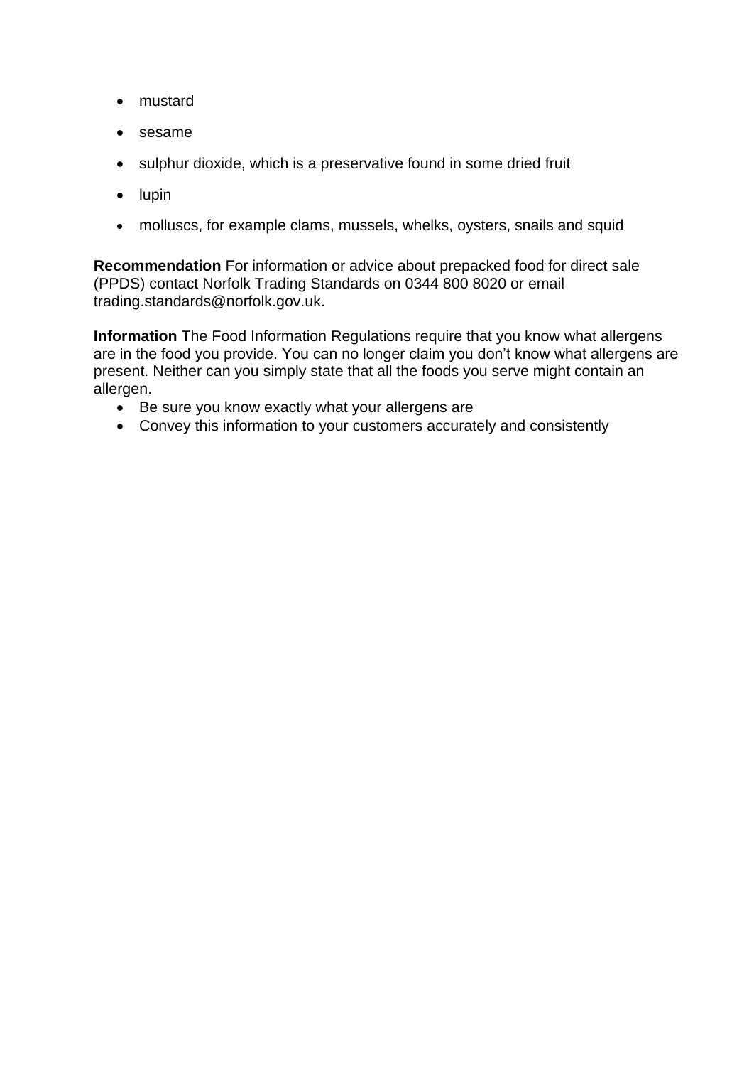- mustard
- sesame
- sulphur dioxide, which is a preservative found in some dried fruit
- lupin
- molluscs, for example clams, mussels, whelks, oysters, snails and squid

**Recommendation** For information or advice about prepacked food for direct sale (PPDS) contact Norfolk Trading Standards on 0344 800 8020 or email trading.standards@norfolk.gov.uk.

**Information** The Food Information Regulations require that you know what allergens are in the food you provide. You can no longer claim you don't know what allergens are present. Neither can you simply state that all the foods you serve might contain an allergen.

- Be sure you know exactly what your allergens are
- Convey this information to your customers accurately and consistently